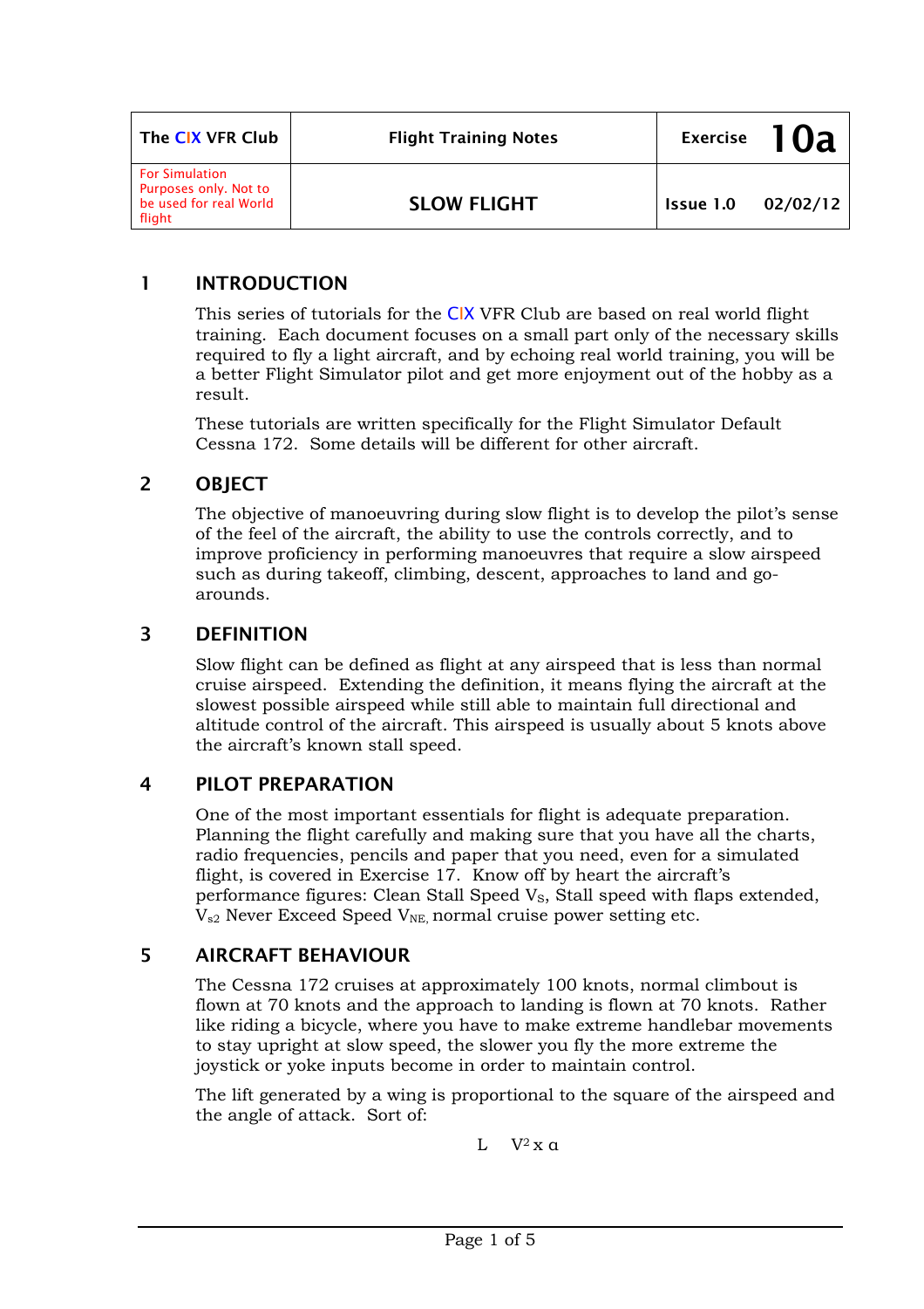| The CIX VFR Club | Flight Training Notes | Exercise **10a** |
| --- | --- | --- |
| For Simulation Purposes only. Not to be used for real World flight | **SLOW FLIGHT** | Issue 1.0 02/02/12 |

## 1 INTRODUCTION

This series of tutorials for the CIX VFR Club are based on real world flight training. Each document focuses on a small part only of the necessary skills required to fly a light aircraft, and by echoing real world training, you will be a better Flight Simulator pilot and get more enjoyment out of the hobby as a result.

These tutorials are written specifically for the Flight Simulator Default Cessna 172. Some details will be different for other aircraft.

## 2 OBJECT

The objective of manoeuvring during slow flight is to develop the pilot's sense of the feel of the aircraft, the ability to use the controls correctly, and to improve proficiency in performing manoeuvres that require a slow airspeed such as during takeoff, climbing, descent, approaches to land and go-arounds.

## 3 DEFINITION

Slow flight can be defined as flight at any airspeed that is less than normal cruise airspeed. Extending the definition, it means flying the aircraft at the slowest possible airspeed while still able to maintain full directional and altitude control of the aircraft. This airspeed is usually about 5 knots above the aircraft's known stall speed.

## 4 PILOT PREPARATION

One of the most important essentials for flight is adequate preparation. Planning the flight carefully and making sure that you have all the charts, radio frequencies, pencils and paper that you need, even for a simulated flight, is covered in Exercise 17. Know off by heart the aircraft's performance figures: Clean Stall Speed $V_S$, Stall speed with flaps extended, $V_{s2}$ Never Exceed Speed $V_{NE,}$ normal cruise power setting etc.

## 5 AIRCRAFT BEHAVIOUR

The Cessna 172 cruises at approximately 100 knots, normal climbout is flown at 70 knots and the approach to landing is flown at 70 knots. Rather like riding a bicycle, where you have to make extreme handlebar movements to stay upright at slow speed, the slower you fly the more extreme the joystick or yoke inputs become in order to maintain control.

The lift generated by a wing is proportional to the square of the airspeed and the angle of attack. Sort of:

$$L \quad V^2 \times \alpha$$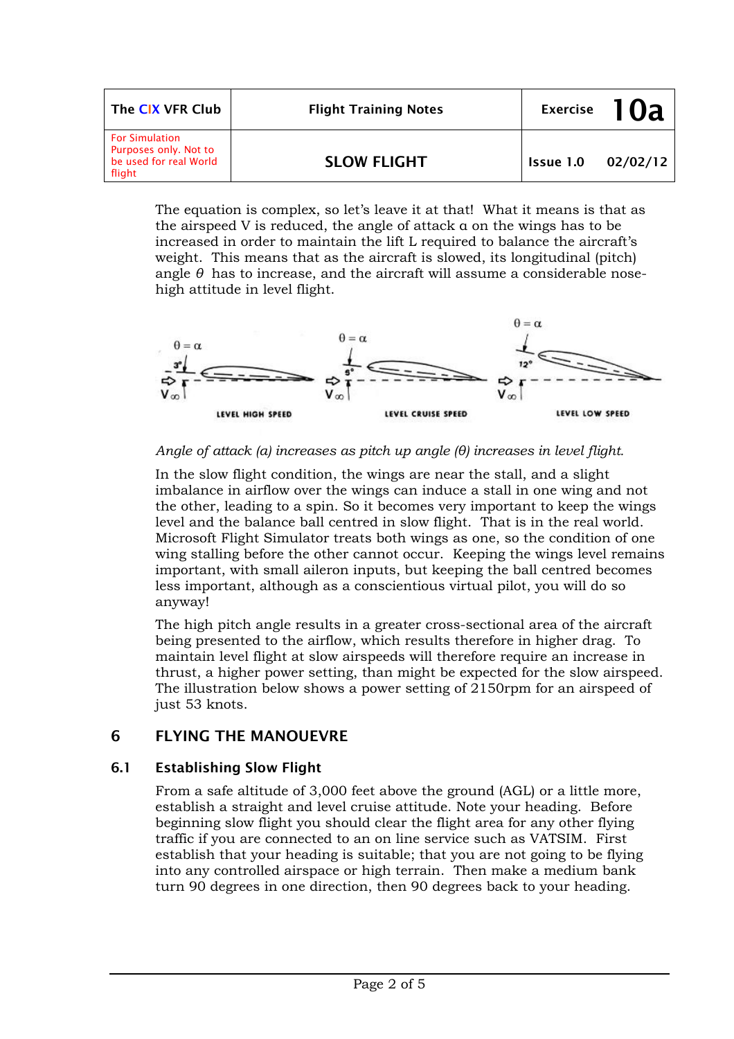The equation is complex, so let's leave it at that! What it means is that as the airspeed V is reduced, the angle of attack $\alpha$ on the wings has to be increased in order to maintain the lift L required to balance the aircraft's weight. This means that as the aircraft is slowed, its longitudinal (pitch) angle $\theta$ has to increase, and the aircraft will assume a considerable nose-high attitude in level flight.

*Angle of attack (a) increases as pitch up angle (θ) increases in level flight.*

In the slow flight condition, the wings are near the stall, and a slight imbalance in airflow over the wings can induce a stall in one wing and not the other, leading to a spin. So it becomes very important to keep the wings level and the balance ball centred in slow flight. That is in the real world. Microsoft Flight Simulator treats both wings as one, so the condition of one wing stalling before the other cannot occur. Keeping the wings level remains important, with small aileron inputs, but keeping the ball centred becomes less important, although as a conscientious virtual pilot, you will do so anyway!

The high pitch angle results in a greater cross-sectional area of the aircraft being presented to the airflow, which results therefore in higher drag. To maintain level flight at slow airspeeds will therefore require an increase in thrust, a higher power setting, than might be expected for the slow airspeed. The illustration below shows a power setting of 2150rpm for an airspeed of just 53 knots.

## 6 FLYING THE MANOUEVRE

### 6.1 Establishing Slow Flight

From a safe altitude of 3,000 feet above the ground (AGL) or a little more, establish a straight and level cruise attitude. Note your heading. Before beginning slow flight you should clear the flight area for any other flying traffic if you are connected to an on line service such as VATSIM. First establish that your heading is suitable; that you are not going to be flying into any controlled airspace or high terrain. Then make a medium bank turn 90 degrees in one direction, then 90 degrees back to your heading.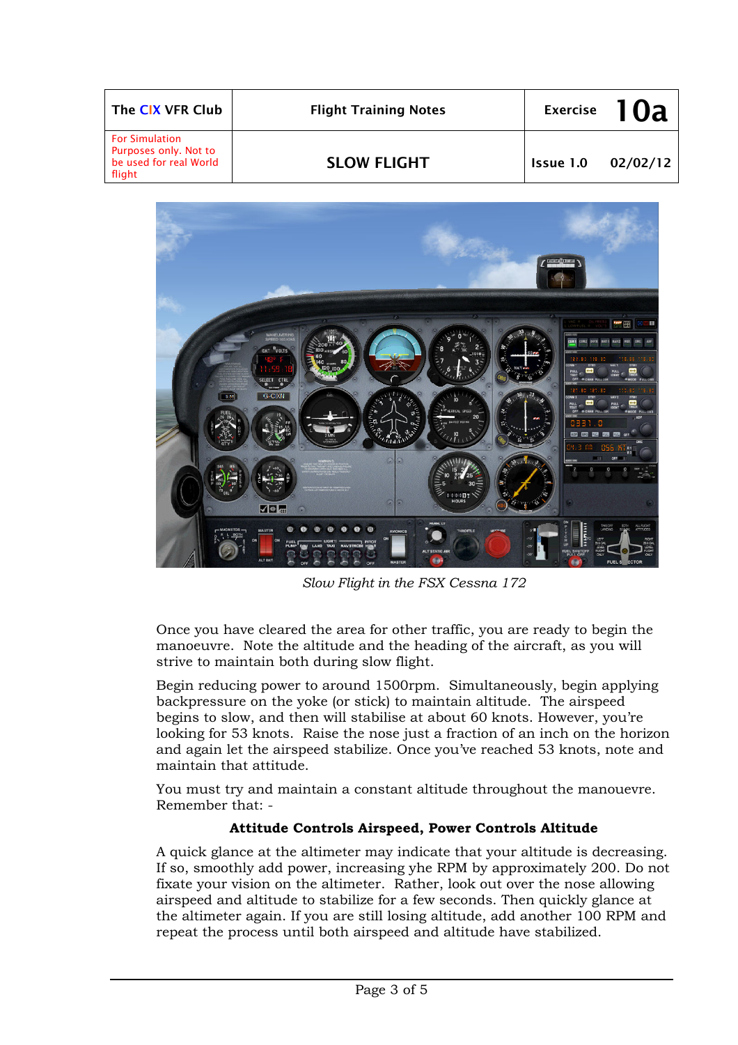*Slow Flight in the FSX Cessna 172*

Once you have cleared the area for other traffic, you are ready to begin the manoeuvre. Note the altitude and the heading of the aircraft, as you will strive to maintain both during slow flight.

Begin reducing power to around 1500rpm. Simultaneously, begin applying backpressure on the yoke (or stick) to maintain altitude. The airspeed begins to slow, and then will stabilise at about 60 knots. However, you're looking for 53 knots. Raise the nose just a fraction of an inch on the horizon and again let the airspeed stabilize. Once you've reached 53 knots, note and maintain that attitude.

You must try and maintain a constant altitude throughout the manouevre. Remember that: -

**Attitude Controls Airspeed, Power Controls Altitude**

A quick glance at the altimeter may indicate that your altitude is decreasing. If so, smoothly add power, increasing yhe RPM by approximately 200. Do not fixate your vision on the altimeter. Rather, look out over the nose allowing airspeed and altitude to stabilize for a few seconds. Then quickly glance at the altimeter again. If you are still losing altitude, add another 100 RPM and repeat the process until both airspeed and altitude have stabilized.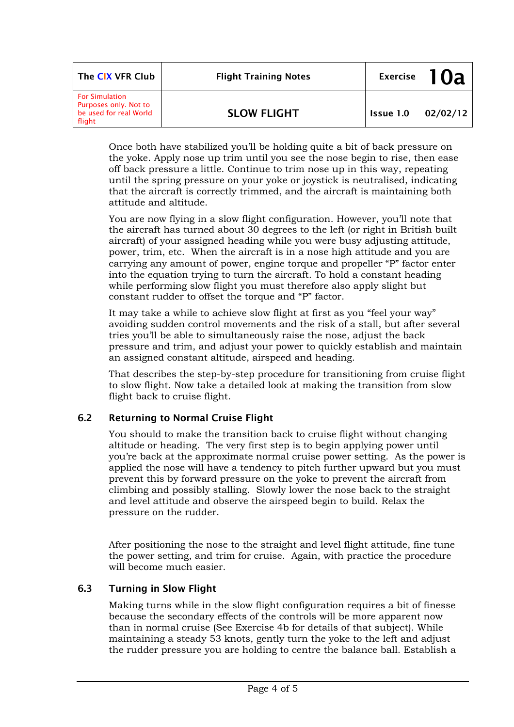Once both have stabilized you'll be holding quite a bit of back pressure on the yoke. Apply nose up trim until you see the nose begin to rise, then ease off back pressure a little. Continue to trim nose up in this way, repeating until the spring pressure on your yoke or joystick is neutralised, indicating that the aircraft is correctly trimmed, and the aircraft is maintaining both attitude and altitude.

You are now flying in a slow flight configuration. However, you'll note that the aircraft has turned about 30 degrees to the left (or right in British built aircraft) of your assigned heading while you were busy adjusting attitude, power, trim, etc. When the aircraft is in a nose high attitude and you are carrying any amount of power, engine torque and propeller "P" factor enter into the equation trying to turn the aircraft. To hold a constant heading while performing slow flight you must therefore also apply slight but constant rudder to offset the torque and "P" factor.

It may take a while to achieve slow flight at first as you "feel your way" avoiding sudden control movements and the risk of a stall, but after several tries you'll be able to simultaneously raise the nose, adjust the back pressure and trim, and adjust your power to quickly establish and maintain an assigned constant altitude, airspeed and heading.

That describes the step-by-step procedure for transitioning from cruise flight to slow flight. Now take a detailed look at making the transition from slow flight back to cruise flight.

## 6.2 Returning to Normal Cruise Flight

You should to make the transition back to cruise flight without changing altitude or heading. The very first step is to begin applying power until you're back at the approximate normal cruise power setting. As the power is applied the nose will have a tendency to pitch further upward but you must prevent this by forward pressure on the yoke to prevent the aircraft from climbing and possibly stalling. Slowly lower the nose back to the straight and level attitude and observe the airspeed begin to build. Relax the pressure on the rudder.

After positioning the nose to the straight and level flight attitude, fine tune the power setting, and trim for cruise. Again, with practice the procedure will become much easier.

## 6.3 Turning in Slow Flight

Making turns while in the slow flight configuration requires a bit of finesse because the secondary effects of the controls will be more apparent now than in normal cruise (See Exercise 4b for details of that subject). While maintaining a steady 53 knots, gently turn the yoke to the left and adjust the rudder pressure you are holding to centre the balance ball. Establish a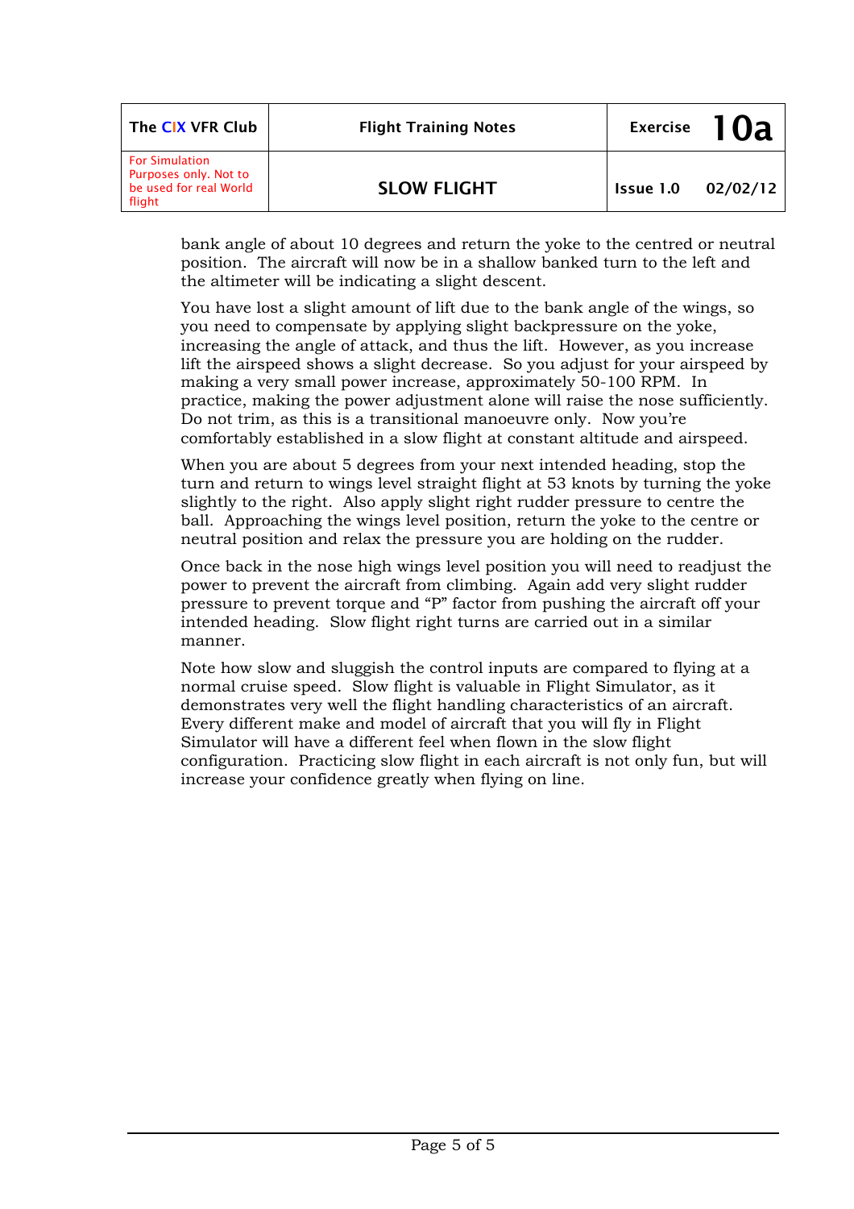bank angle of about 10 degrees and return the yoke to the centred or neutral position. The aircraft will now be in a shallow banked turn to the left and the altimeter will be indicating a slight descent.

You have lost a slight amount of lift due to the bank angle of the wings, so you need to compensate by applying slight backpressure on the yoke, increasing the angle of attack, and thus the lift. However, as you increase lift the airspeed shows a slight decrease. So you adjust for your airspeed by making a very small power increase, approximately 50-100 RPM. In practice, making the power adjustment alone will raise the nose sufficiently. Do not trim, as this is a transitional manoeuvre only. Now you're comfortably established in a slow flight at constant altitude and airspeed.

When you are about 5 degrees from your next intended heading, stop the turn and return to wings level straight flight at 53 knots by turning the yoke slightly to the right. Also apply slight right rudder pressure to centre the ball. Approaching the wings level position, return the yoke to the centre or neutral position and relax the pressure you are holding on the rudder.

Once back in the nose high wings level position you will need to readjust the power to prevent the aircraft from climbing. Again add very slight rudder pressure to prevent torque and "P" factor from pushing the aircraft off your intended heading. Slow flight right turns are carried out in a similar manner.

Note how slow and sluggish the control inputs are compared to flying at a normal cruise speed. Slow flight is valuable in Flight Simulator, as it demonstrates very well the flight handling characteristics of an aircraft. Every different make and model of aircraft that you will fly in Flight Simulator will have a different feel when flown in the slow flight configuration. Practicing slow flight in each aircraft is not only fun, but will increase your confidence greatly when flying on line.